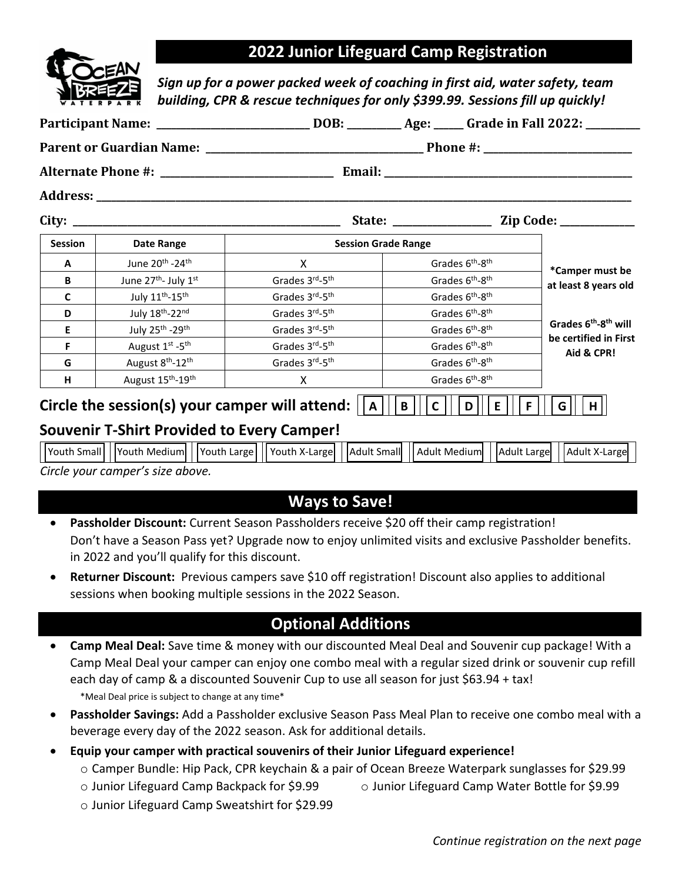# 2022 Junior Lifeguard Camp Registration

***Sign up for a power packed week of coaching in first aid, water safety, team building, CPR & rescue techniques for only $399.99. Sessions fill up quickly!***

**Participant Name:** ______________________ **DOB:** _________ **Age:** _____ **Grade in Fall 2022:** _________

**Parent or Guardian Name:** ______________________________ **Phone #:** ______________________

**Alternate Phone #:** ________________________ **Email:** ____________________________________

**Address:** ____________________________________________________________________________

**City:** ________________________________________ **State:** _______________ **Zip Code:** ____________

| Session | Date Range | Session Grade Range | | |
|---|---|---|---|---|
| A | June 20th -24th | X | Grades 6th-8th | *Camper must be at least 8 years old<br><br>Grades 6th-8th will be certified in First Aid & CPR! |
| B | June 27th- July 1st | Grades 3rd-5th | Grades 6th-8th | |
| C | July 11th-15th | Grades 3rd-5th | Grades 6th-8th | |
| D | July 18th-22nd | Grades 3rd-5th | Grades 6th-8th | |
| E | July 25th -29th | Grades 3rd-5th | Grades 6th-8th | |
| F | August 1st -5th | Grades 3rd-5th | Grades 6th-8th | |
| G | August 8th-12th | Grades 3rd-5th | Grades 6th-8th | |
| H | August 15th-19th | X | Grades 6th-8th | |

## Circle the session(s) your camper will attend: A B C D E F G H

## Souvenir T-Shirt Provided to Every Camper!

Youth Small | Youth Medium | Youth Large | Youth X-Large | Adult Small | Adult Medium | Adult Large | Adult X-Large

*Circle your camper's size above.*

## Ways to Save!

- **Passholder Discount:** Current Season Passholders receive $20 off their camp registration! Don't have a Season Pass yet? Upgrade now to enjoy unlimited visits and exclusive Passholder benefits. in 2022 and you'll qualify for this discount.
- **Returner Discount:** Previous campers save $10 off registration! Discount also applies to additional sessions when booking multiple sessions in the 2022 Season.

## Optional Additions

- **Camp Meal Deal:** Save time & money with our discounted Meal Deal and Souvenir cup package! With a Camp Meal Deal your camper can enjoy one combo meal with a regular sized drink or souvenir cup refill each day of camp & a discounted Souvenir Cup to use all season for just $63.94 + tax!
  *Meal Deal price is subject to change at any time*
- **Passholder Savings:** Add a Passholder exclusive Season Pass Meal Plan to receive one combo meal with a beverage every day of the 2022 season. Ask for additional details.
- **Equip your camper with practical souvenirs of their Junior Lifeguard experience!**
  - Camper Bundle: Hip Pack, CPR keychain & a pair of Ocean Breeze Waterpark sunglasses for $29.99
  - Junior Lifeguard Camp Backpack for $9.99
  - Junior Lifeguard Camp Water Bottle for $9.99
  - Junior Lifeguard Camp Sweatshirt for $29.99

*Continue registration on the next page*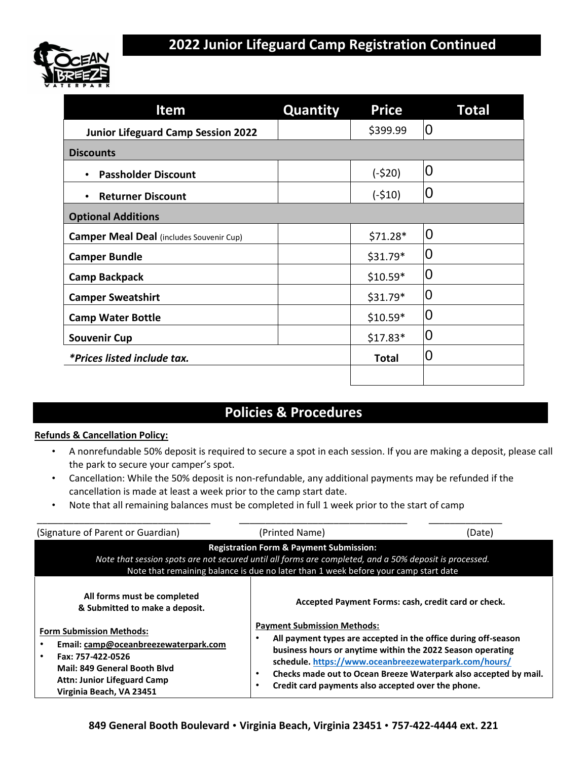# 2022 Junior Lifeguard Camp Registration Continued

| Item | Quantity | Price | Total |
|---|---|---|---|
| **Junior Lifeguard Camp Session 2022** | | $399.99 | 0 |
| **Discounts** | | | |
| • **Passholder Discount** | | (-$20) | 0 |
| • **Returner Discount** | | (-$10) | 0 |
| **Optional Additions** | | | |
| **Camper Meal Deal** (includes Souvenir Cup) | | $71.28* | 0 |
| **Camper Bundle** | | $31.79* | 0 |
| **Camp Backpack** | | $10.59* | 0 |
| **Camper Sweatshirt** | | $31.79* | 0 |
| **Camp Water Bottle** | | $10.59* | 0 |
| **Souvenir Cup** | | $17.83* | 0 |
| ***\*Prices listed include tax.*** | | **Total** | 0 |

## Policies & Procedures

**Refunds & Cancellation Policy:**

- A nonrefundable 50% deposit is required to secure a spot in each session. If you are making a deposit, please call the park to secure your camper's spot.
- Cancellation: While the 50% deposit is non-refundable, any additional payments may be refunded if the cancellation is made at least a week prior to the camp start date.
- Note that all remaining balances must be completed in full 1 week prior to the start of camp

\_\_\_\_\_\_\_\_\_\_\_\_\_\_\_\_\_\_\_\_\_\_\_\_\_\_\_\_ (Signature of Parent or Guardian) \_\_\_\_\_\_\_\_\_\_\_\_\_\_\_\_\_\_\_\_\_\_\_\_\_\_\_\_ (Printed Name) \_\_\_\_\_\_\_\_\_\_\_\_\_\_ (Date)

**Registration Form & Payment Submission:**

*Note that session spots are not secured until all forms are completed, and a 50% deposit is processed.*

Note that remaining balance is due no later than 1 week before your camp start date

**All forms must be completed & Submitted to make a deposit.**

**Form Submission Methods:**

- **Email: camp@oceanbreezewaterpark.com**
- **Fax: 757-422-0526**

  **Mail: 849 General Booth Blvd**
  **Attn: Junior Lifeguard Camp**
  **Virginia Beach, VA 23451**

**Accepted Payment Forms: cash, credit card or check.**

**Payment Submission Methods:**

- **All payment types are accepted in the office during off-season business hours or anytime within the 2022 Season operating schedule. https://www.oceanbreezewaterpark.com/hours/**
- **Checks made out to Ocean Breeze Waterpark also accepted by mail.**
- **Credit card payments also accepted over the phone.**

**849 General Booth Boulevard • Virginia Beach, Virginia 23451 • 757-422-4444 ext. 221**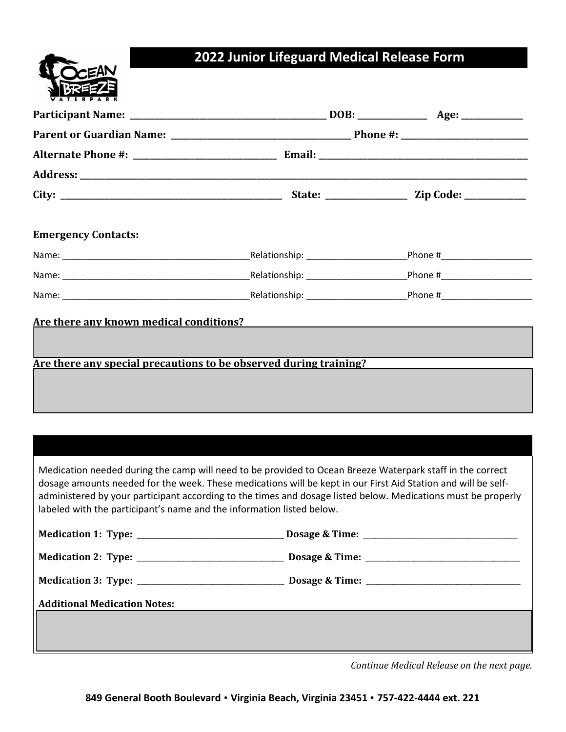# 2022 Junior Lifeguard Medical Release Form

**Participant Name:** ______________________________ **DOB:** ____________ **Age:** __________

**Parent or Guardian Name:** ______________________________ **Phone #:** ____________________

**Alternate Phone #:** ______________________ **Email:** ______________________________

**Address:** ______________________________________________________________

**City:** ______________________________ **State:** ____________ **Zip Code:** __________

**Emergency Contacts:**

Name: ______________________________Relationship: ________________Phone #________________

Name: ______________________________Relationship: ________________Phone #________________

Name: ______________________________Relationship: ________________Phone #________________

**Are there any known medical conditions?**

**Are there any special precautions to be observed during training?**

Medication needed during the camp will need to be provided to Ocean Breeze Waterpark staff in the correct dosage amounts needed for the week. These medications will be kept in our First Aid Station and will be self-administered by your participant according to the times and dosage listed below. Medications must be properly labeled with the participant's name and the information listed below.

**Medication 1: Type:** ______________________ **Dosage & Time:** ______________________

**Medication 2: Type:** ______________________ **Dosage & Time:** ______________________

**Medication 3: Type:** ______________________ **Dosage & Time:** ______________________

**Additional Medication Notes:**

*Continue Medical Release on the next page.*

**849 General Booth Boulevard • Virginia Beach, Virginia 23451 • 757-422-4444 ext. 221**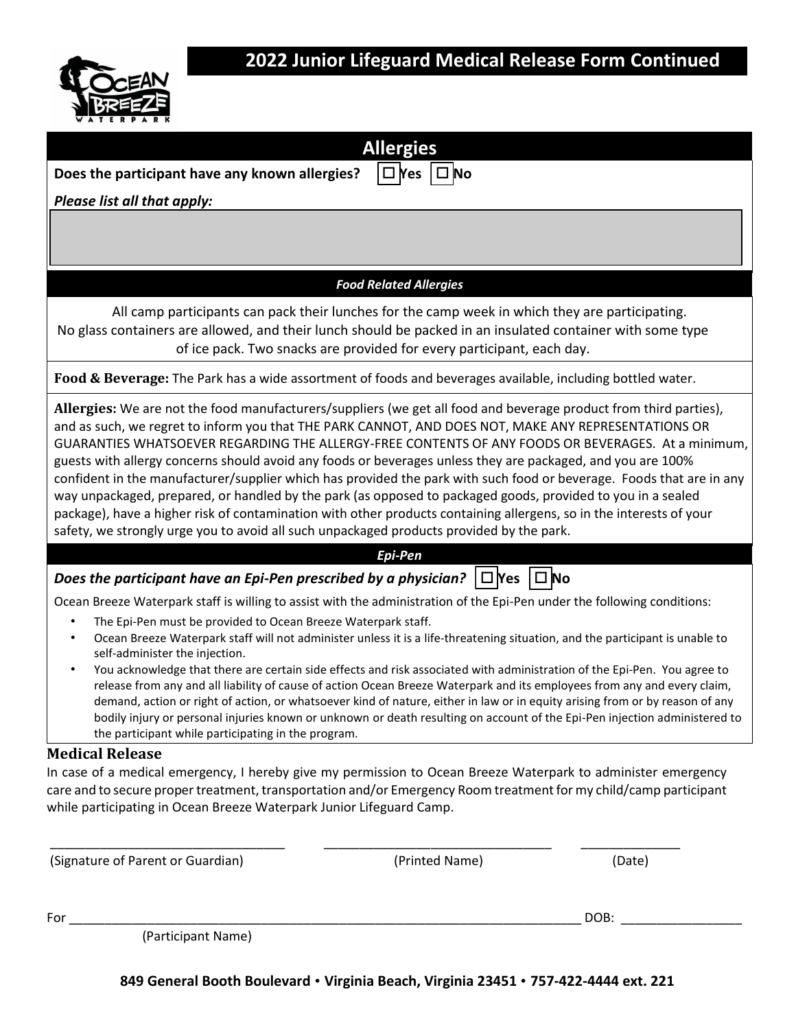# 2022 Junior Lifeguard Medical Release Form Continued

## Allergies

**Does the participant have any known allergies?** ☐ Yes ☐ No

***Please list all that apply:***

### *Food Related Allergies*

All camp participants can pack their lunches for the camp week in which they are participating. No glass containers are allowed, and their lunch should be packed in an insulated container with some type of ice pack. Two snacks are provided for every participant, each day.

**Food & Beverage:** The Park has a wide assortment of foods and beverages available, including bottled water.

**Allergies:** We are not the food manufacturers/suppliers (we get all food and beverage product from third parties), and as such, we regret to inform you that THE PARK CANNOT, AND DOES NOT, MAKE ANY REPRESENTATIONS OR GUARANTIES WHATSOEVER REGARDING THE ALLERGY-FREE CONTENTS OF ANY FOODS OR BEVERAGES. At a minimum, guests with allergy concerns should avoid any foods or beverages unless they are packaged, and you are 100% confident in the manufacturer/supplier which has provided the park with such food or beverage. Foods that are in any way unpackaged, prepared, or handled by the park (as opposed to packaged goods, provided to you in a sealed package), have a higher risk of contamination with other products containing allergens, so in the interests of your safety, we strongly urge you to avoid all such unpackaged products provided by the park.

### *Epi-Pen*

***Does the participant have an Epi-Pen prescribed by a physician?*** ☐ Yes ☐ No

Ocean Breeze Waterpark staff is willing to assist with the administration of the Epi-Pen under the following conditions:

- The Epi-Pen must be provided to Ocean Breeze Waterpark staff.
- Ocean Breeze Waterpark staff will not administer unless it is a life-threatening situation, and the participant is unable to self-administer the injection.
- You acknowledge that there are certain side effects and risk associated with administration of the Epi-Pen. You agree to release from any and all liability of cause of action Ocean Breeze Waterpark and its employees from any and every claim, demand, action or right of action, or whatsoever kind of nature, either in law or in equity arising from or by reason of any bodily injury or personal injuries known or unknown or death resulting on account of the Epi-Pen injection administered to the participant while participating in the program.

## Medical Release

In case of a medical emergency, I hereby give my permission to Ocean Breeze Waterpark to administer emergency care and to secure proper treatment, transportation and/or Emergency Room treatment for my child/camp participant while participating in Ocean Breeze Waterpark Junior Lifeguard Camp.

_________________________________ _________________________________ ______________

(Signature of Parent or Guardian) (Printed Name) (Date)

For ___________________________________________________________________________ DOB: _________________

(Participant Name)

**849 General Booth Boulevard • Virginia Beach, Virginia 23451 • 757-422-4444 ext. 221**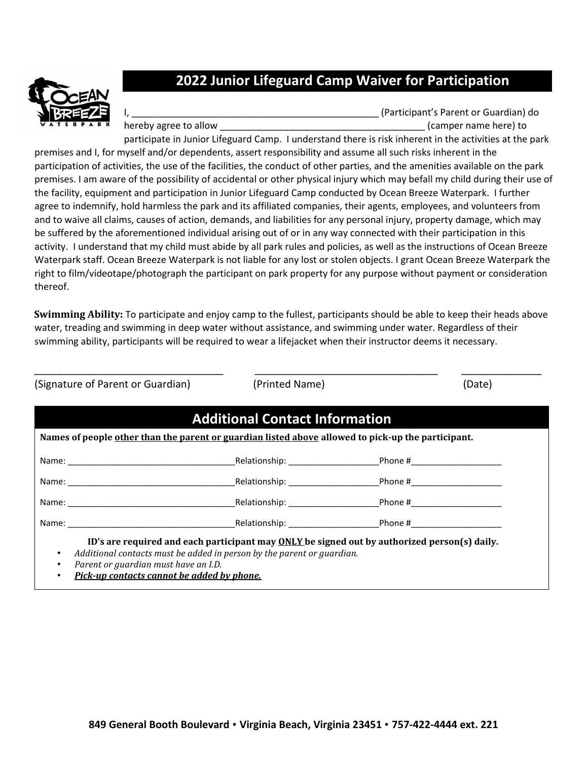## 2022 Junior Lifeguard Camp Waiver for Participation

I, _______________________________________________ (Participant's Parent or Guardian) do hereby agree to allow _______________________________________ (camper name here) to participate in Junior Lifeguard Camp. I understand there is risk inherent in the activities at the park premises and I, for myself and/or dependents, assert responsibility and assume all such risks inherent in the participation of activities, the use of the facilities, the conduct of other parties, and the amenities available on the park premises. I am aware of the possibility of accidental or other physical injury which may befall my child during their use of the facility, equipment and participation in Junior Lifeguard Camp conducted by Ocean Breeze Waterpark. I further agree to indemnify, hold harmless the park and its affiliated companies, their agents, employees, and volunteers from and to waive all claims, causes of action, demands, and liabilities for any personal injury, property damage, which may be suffered by the aforementioned individual arising out of or in any way connected with their participation in this activity. I understand that my child must abide by all park rules and policies, as well as the instructions of Ocean Breeze Waterpark staff. Ocean Breeze Waterpark is not liable for any lost or stolen objects. I grant Ocean Breeze Waterpark the right to film/videotape/photograph the participant on park property for any purpose without payment or consideration thereof.

**Swimming Ability:** To participate and enjoy camp to the fullest, participants should be able to keep their heads above water, treading and swimming in deep water without assistance, and swimming under water. Regardless of their swimming ability, participants will be required to wear a lifejacket when their instructor deems it necessary.

__________________________________ __________________________________ ______________

(Signature of Parent or Guardian) (Printed Name) (Date)

## Additional Contact Information

**Names of people other than the parent or guardian listed above allowed to pick-up the participant.**

Name: ___________________________________Relationship: ___________________Phone #___________________

Name: ___________________________________Relationship: ___________________Phone #___________________

Name: ___________________________________Relationship: ___________________Phone #___________________

Name: ___________________________________Relationship: ___________________Phone #___________________

**ID's are required and each participant may ONLY be signed out by authorized person(s) daily.**

- *Additional contacts must be added in person by the parent or guardian.*
- *Parent or guardian must have an I.D.*
- ***Pick-up contacts cannot be added by phone.***

**849 General Booth Boulevard • Virginia Beach, Virginia 23451 • 757-422-4444 ext. 221**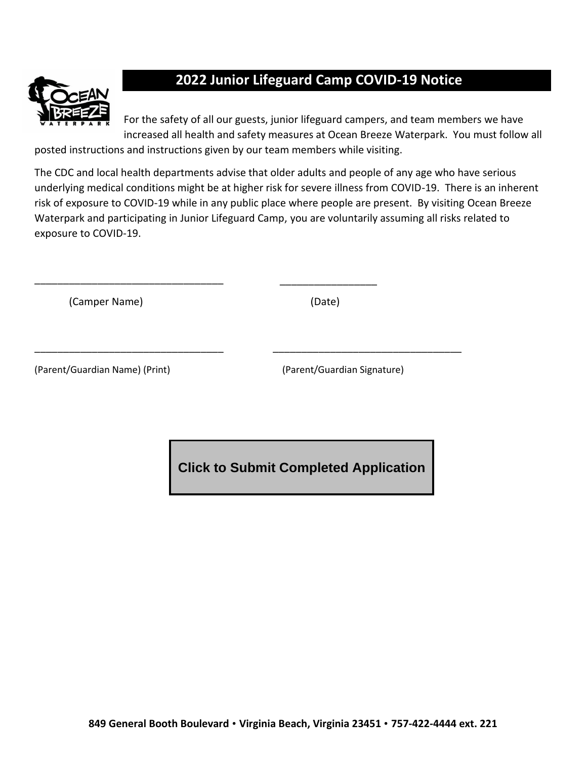## 2022 Junior Lifeguard Camp COVID-19 Notice

For the safety of all our guests, junior lifeguard campers, and team members we have increased all health and safety measures at Ocean Breeze Waterpark. You must follow all posted instructions and instructions given by our team members while visiting.

The CDC and local health departments advise that older adults and people of any age who have serious underlying medical conditions might be at higher risk for severe illness from COVID-19. There is an inherent risk of exposure to COVID-19 while in any public place where people are present. By visiting Ocean Breeze Waterpark and participating in Junior Lifeguard Camp, you are voluntarily assuming all risks related to exposure to COVID-19.

_________________________________ _________________

(Camper Name) (Date)

_________________________________ _________________________________

(Parent/Guardian Name) (Print) (Parent/Guardian Signature)

**Click to Submit Completed Application**

**849 General Booth Boulevard • Virginia Beach, Virginia 23451 • 757-422-4444 ext. 221**